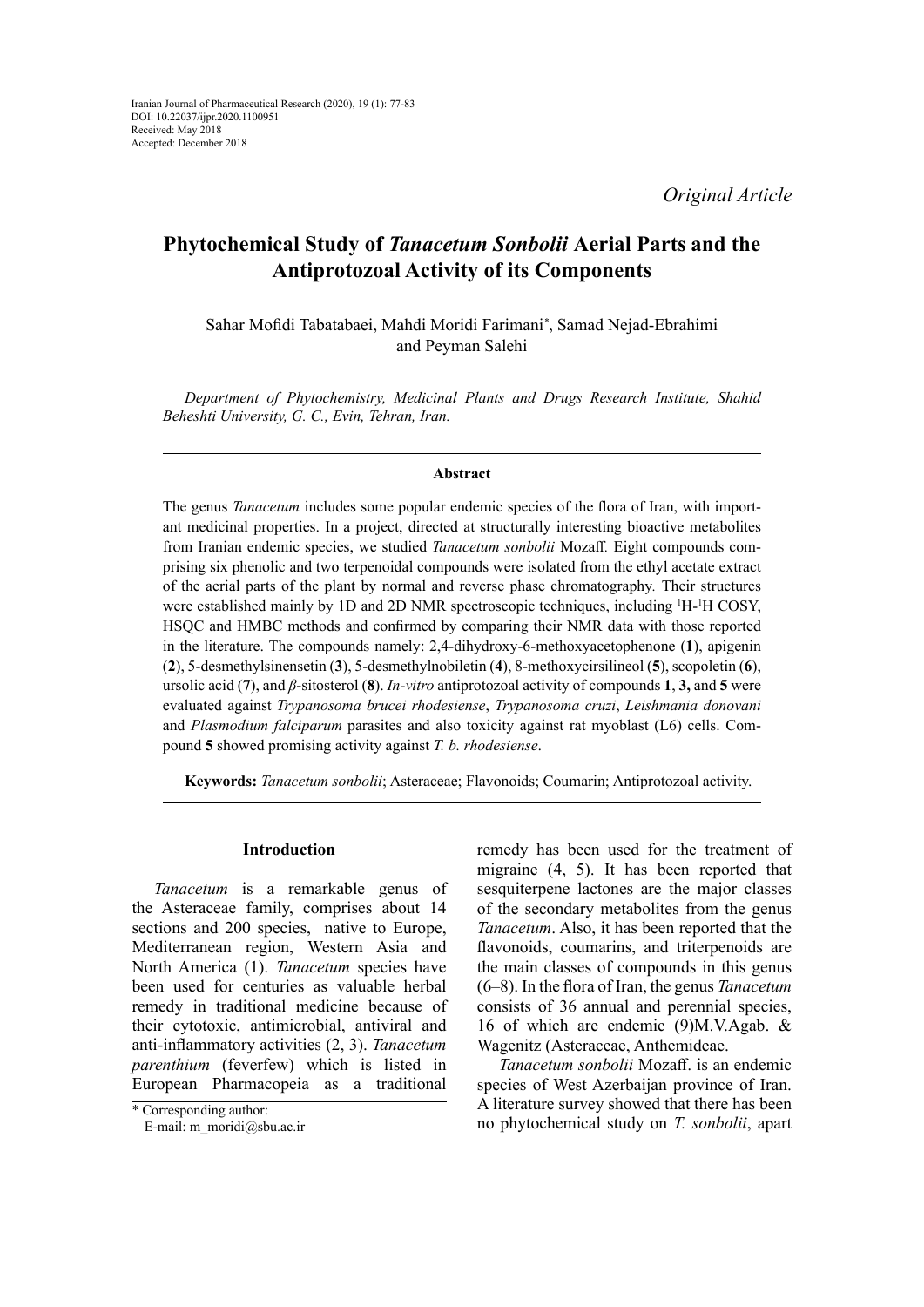Iranian Journal of Pharmaceutical Research (2020), 19 (1): 77-83
DOI: 10.22037/ijpr.2020.1100951
Received: May 2018
Accepted: December 2018

*Original Article*

# Phytochemical Study of *Tanacetum Sonbolii* Aerial Parts and the Antiprotozoal Activity of its Components

Sahar Mofidi Tabatabaei, Mahdi Moridi Farimani*, Samad Nejad-Ebrahimi and Peyman Salehi

*Department of Phytochemistry, Medicinal Plants and Drugs Research Institute, Shahid Beheshti University, G. C., Evin, Tehran, Iran.*

## Abstract

The genus *Tanacetum* includes some popular endemic species of the flora of Iran, with important medicinal properties. In a project, directed at structurally interesting bioactive metabolites from Iranian endemic species, we studied *Tanacetum sonbolii* Mozaff. Eight compounds comprising six phenolic and two terpenoidal compounds were isolated from the ethyl acetate extract of the aerial parts of the plant by normal and reverse phase chromatography. Their structures were established mainly by 1D and 2D NMR spectroscopic techniques, including $^{1}H$-$^{1}H$ COSY, HSQC and HMBC methods and confirmed by comparing their NMR data with those reported in the literature. The compounds namely: 2,4-dihydroxy-6-methoxyacetophenone (**1**), apigenin (**2**), 5-desmethylsinensetin (**3**), 5-desmethylnobiletin (**4**), 8-methoxycirsilineol (**5**), scopoletin (**6**), ursolic acid (**7**), and *β*-sitosterol (**8**). *In-vitro* antiprotozoal activity of compounds **1**, **3,** and **5** were evaluated against *Trypanosoma brucei rhodesiense*, *Trypanosoma cruzi*, *Leishmania donovani* and *Plasmodium falciparum* parasites and also toxicity against rat myoblast (L6) cells. Compound **5** showed promising activity against *T. b. rhodesiense*.

**Keywords:** *Tanacetum sonbolii*; Asteraceae; Flavonoids; Coumarin; Antiprotozoal activity.

## Introduction

*Tanacetum* is a remarkable genus of the Asteraceae family, comprises about 14 sections and 200 species, native to Europe, Mediterranean region, Western Asia and North America (1). *Tanacetum* species have been used for centuries as valuable herbal remedy in traditional medicine because of their cytotoxic, antimicrobial, antiviral and anti-inflammatory activities (2, 3). *Tanacetum parenthium* (feverfew) which is listed in European Pharmacopeia as a traditional remedy has been used for the treatment of migraine (4, 5). It has been reported that sesquiterpene lactones are the major classes of the secondary metabolites from the genus *Tanacetum*. Also, it has been reported that the flavonoids, coumarins, and triterpenoids are the main classes of compounds in this genus (6–8). In the flora of Iran, the genus *Tanacetum* consists of 36 annual and perennial species, 16 of which are endemic (9)M.V.Agab. & Wagenitz (Asteraceae, Anthemideae.

*Tanacetum sonbolii* Mozaff. is an endemic species of West Azerbaijan province of Iran. A literature survey showed that there has been no phytochemical study on *T. sonbolii*, apart

\* Corresponding author:
E-mail: m_moridi@sbu.ac.ir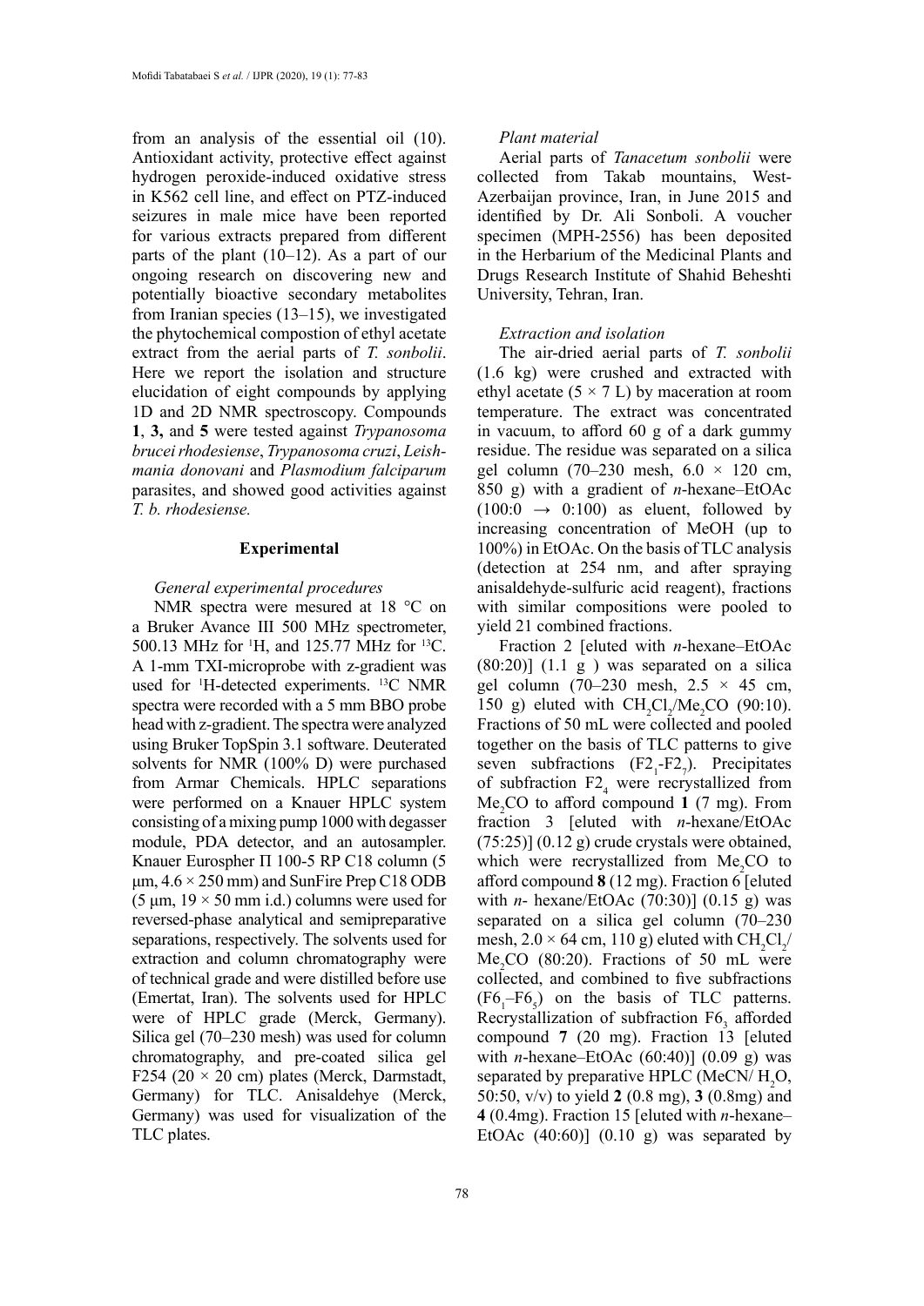from an analysis of the essential oil (10). Antioxidant activity, protective effect against hydrogen peroxide-induced oxidative stress in K562 cell line, and effect on PTZ-induced seizures in male mice have been reported for various extracts prepared from different parts of the plant (10–12). As a part of our ongoing research on discovering new and potentially bioactive secondary metabolites from Iranian species (13–15), we investigated the phytochemical compostion of ethyl acetate extract from the aerial parts of *T. sonbolii*. Here we report the isolation and structure elucidation of eight compounds by applying 1D and 2D NMR spectroscopy. Compounds **1**, **3,** and **5** were tested against *Trypanosoma brucei rhodesiense*, *Trypanosoma cruzi*, *Leishmania donovani* and *Plasmodium falciparum* parasites, and showed good activities against *T. b. rhodesiense.*

## Experimental

### *General experimental procedures*

NMR spectra were mesured at 18 °C on a Bruker Avance III 500 MHz spectrometer, 500.13 MHz for $^{1}H$, and 125.77 MHz for $^{13}C$. A 1-mm TXI-microprobe with z-gradient was used for $^{1}H$-detected experiments. $^{13}C$ NMR spectra were recorded with a 5 mm BBO probe head with z-gradient. The spectra were analyzed using Bruker TopSpin 3.1 software. Deuterated solvents for NMR (100% D) were purchased from Armar Chemicals. HPLC separations were performed on a Knauer HPLC system consisting of a mixing pump 1000 with degasser module, PDA detector, and an autosampler. Knauer Eurospher П 100-5 RP C18 column (5 μm, 4.6 × 250 mm) and SunFire Prep C18 ODB (5 μm, 19 × 50 mm i.d.) columns were used for reversed-phase analytical and semipreparative separations, respectively. The solvents used for extraction and column chromatography were of technical grade and were distilled before use (Emertat, Iran). The solvents used for HPLC were of HPLC grade (Merck, Germany). Silica gel (70–230 mesh) was used for column chromatography, and pre-coated silica gel F254 (20 × 20 cm) plates (Merck, Darmstadt, Germany) for TLC. Anisaldehye (Merck, Germany) was used for visualization of the TLC plates.

### *Plant material*

Aerial parts of *Tanacetum sonbolii* were collected from Takab mountains, West-Azerbaijan province, Iran, in June 2015 and identified by Dr. Ali Sonboli. A voucher specimen (MPH-2556) has been deposited in the Herbarium of the Medicinal Plants and Drugs Research Institute of Shahid Beheshti University, Tehran, Iran.

### *Extraction and isolation*

The air-dried aerial parts of *T. sonbolii* (1.6 kg) were crushed and extracted with ethyl acetate (5 × 7 L) by maceration at room temperature. The extract was concentrated in vacuum, to afford 60 g of a dark gummy residue. The residue was separated on a silica gel column (70–230 mesh, 6.0 × 120 cm, 850 g) with a gradient of *n*-hexane–EtOAc (100:0 → 0:100) as eluent, followed by increasing concentration of MeOH (up to 100%) in EtOAc. On the basis of TLC analysis (detection at 254 nm, and after spraying anisaldehyde-sulfuric acid reagent), fractions with similar compositions were pooled to yield 21 combined fractions.

Fraction 2 [eluted with *n*-hexane–EtOAc (80:20)] (1.1 g ) was separated on a silica gel column (70–230 mesh, 2.5 × 45 cm, 150 g) eluted with $CH_2Cl_2$/$Me_2CO$ (90:10). Fractions of 50 mL were collected and pooled together on the basis of TLC patterns to give seven subfractions ($F2_1$-$F2_7$). Precipitates of subfraction $F2_4$ were recrystallized from $Me_2CO$ to afford compound **1** (7 mg). From fraction 3 [eluted with *n*-hexane/EtOAc (75:25)] (0.12 g) crude crystals were obtained, which were recrystallized from $Me_2CO$ to afford compound **8** (12 mg). Fraction 6 [eluted with *n*- hexane/EtOAc (70:30)] (0.15 g) was separated on a silica gel column (70–230 mesh, 2.0 × 64 cm, 110 g) eluted with $CH_2Cl_2$/$Me_2CO$ (80:20). Fractions of 50 mL were collected, and combined to five subfractions ($F6_1$–$F6_5$) on the basis of TLC patterns. Recrystallization of subfraction $F6_3$ afforded compound **7** (20 mg). Fraction 13 [eluted with *n*-hexane–EtOAc (60:40)] (0.09 g) was separated by preparative HPLC (MeCN/ $H_2O$, 50:50, v/v) to yield **2** (0.8 mg), **3** (0.8mg) and **4** (0.4mg). Fraction 15 [eluted with *n*-hexane–EtOAc (40:60)] (0.10 g) was separated by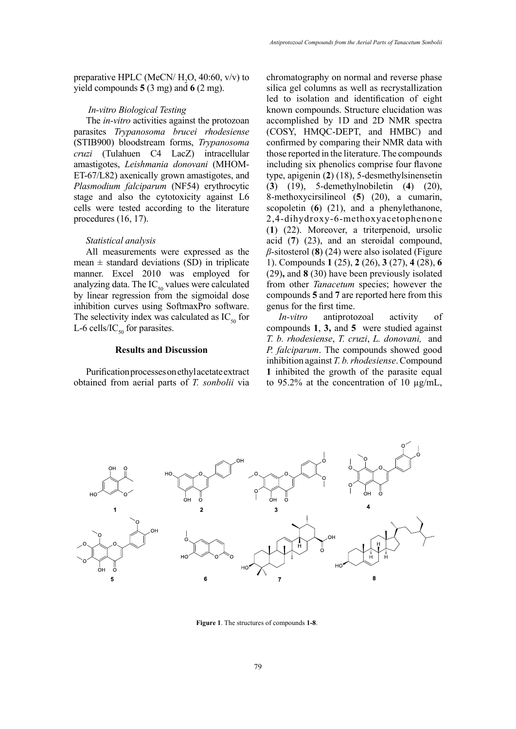preparative HPLC (MeCN/ $H_2O$, 40:60, v/v) to yield compounds **5** (3 mg) and **6** (2 mg).

### *In-vitro Biological Testing*

The *in-vitro* activities against the protozoan parasites *Trypanosoma brucei rhodesiense* (STIB900) bloodstream forms, *Trypanosoma cruzi* (Tulahuen C4 LacZ) intracellular amastigotes, *Leishmania donovani* (MHOM-ET-67/L82) axenically grown amastigotes, and *Plasmodium falciparum* (NF54) erythrocytic stage and also the cytotoxicity against L6 cells were tested according to the literature procedures (16, 17).

### *Statistical analysis*

All measurements were expressed as the mean ± standard deviations (SD) in triplicate manner. Excel 2010 was employed for analyzing data. The $IC_{50}$ values were calculated by linear regression from the sigmoidal dose inhibition curves using SoftmaxPro software. The selectivity index was calculated as $IC_{50}$ for L-6 cells/$IC_{50}$ for parasites.

## Results and Discussion

Purification processes on ethyl acetate extract obtained from aerial parts of *T. sonbolii* via chromatography on normal and reverse phase silica gel columns as well as recrystallization led to isolation and identification of eight known compounds. Structure elucidation was accomplished by 1D and 2D NMR spectra (COSY, HMQC-DEPT, and HMBC) and confirmed by comparing their NMR data with those reported in the literature. The compounds including six phenolics comprise four flavone type, apigenin (**2**) (18), 5-desmethylsinensetin (**3**) (19), 5-demethylnobiletin (**4**) (20), 8-methoxycirsilineol (**5**) (20), a cumarin, scopoletin (**6**) (21), and a phenylethanone, 2,4-dihydroxy-6-methoxyacetophenone (**1**) (22). Moreover, a triterpenoid, ursolic acid (**7**) (23), and an steroidal compound, *β*-sitosterol (**8**) (24) were also isolated (Figure 1). Compounds **1** (25), **2** (26), **3** (27), **4** (28), **6** (29)**,** and **8** (30) have been previously isolated from other *Tanacetum* species; however the compounds **5** and **7** are reported here from this genus for the first time.

*In-vitro* antiprotozoal activity of compounds **1**, **3,** and **5** were studied against *T. b. rhodesiense*, *T. cruzi*, *L. donovani,* and *P. falciparum*. The compounds showed good inhibition against *T. b. rhodesiense*. Compound **1** inhibited the growth of the parasite equal to 95.2% at the concentration of 10 µg/mL,

**Figure 1**. The structures of compounds **1-8**.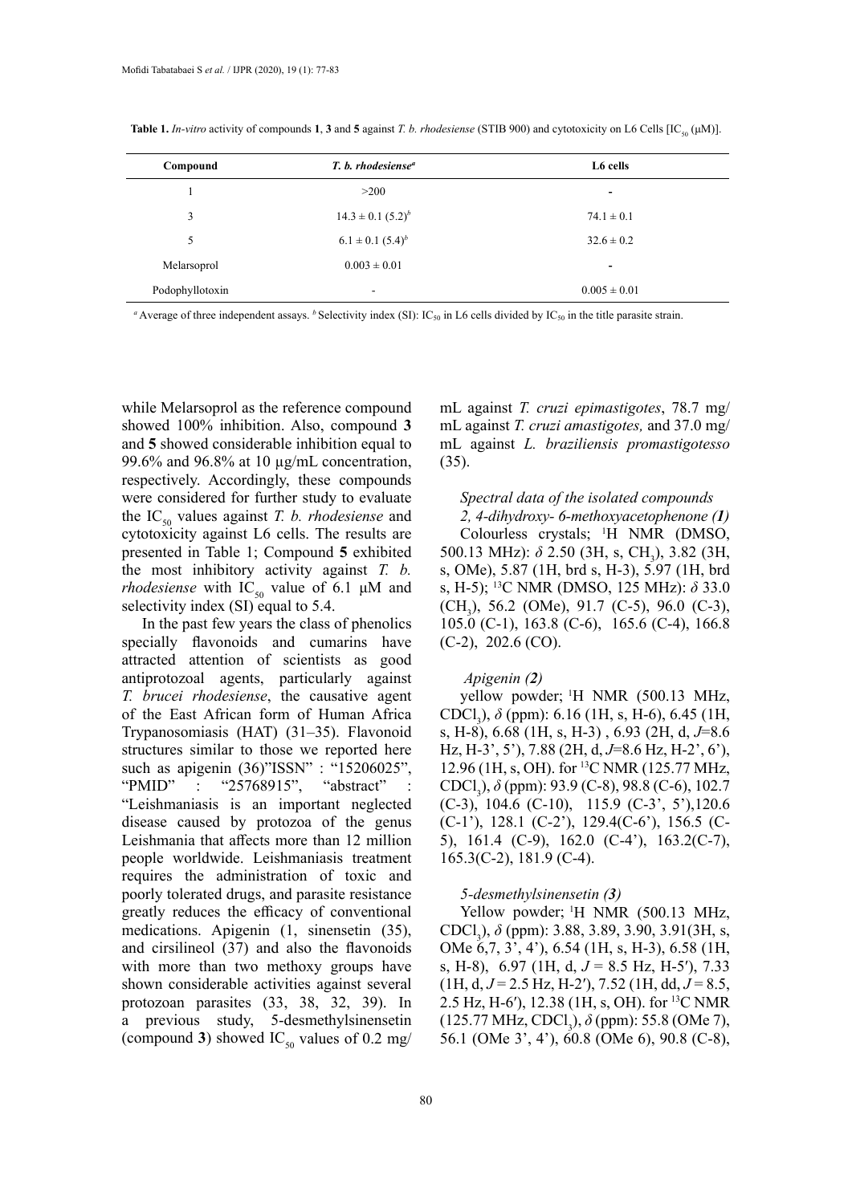**Table 1.** *In-vitro* activity of compounds **1**, **3** and **5** against *T. b. rhodesiense* (STIB 900) and cytotoxicity on L6 Cells [$IC_{50}$ (μM)].

| Compound | *T. b. rhodesiense*[a] | L6 cells |
|---|---|---|
| 1 | >200 | - |
| 3 | 14.3 ± 0.1 (5.2)[b] | 74.1 ± 0.1 |
| 5 | 6.1 ± 0.1 (5.4)[b] | 32.6 ± 0.2 |
| Melarsoprol | 0.003 ± 0.01 | - |
| Podophyllotoxin | - | 0.005 ± 0.01 |

[a] Average of three independent assays. [b] Selectivity index (SI): $IC_{50}$ in L6 cells divided by $IC_{50}$ in the title parasite strain.

while Melarsoprol as the reference compound showed 100% inhibition. Also, compound **3** and **5** showed considerable inhibition equal to 99.6% and 96.8% at 10 μg/mL concentration, respectively. Accordingly, these compounds were considered for further study to evaluate the $IC_{50}$ values against *T. b. rhodesiense* and cytotoxicity against L6 cells. The results are presented in Table 1; Compound **5** exhibited the most inhibitory activity against *T. b. rhodesiense* with $IC_{50}$ value of 6.1 μM and selectivity index (SI) equal to 5.4.

In the past few years the class of phenolics specially flavonoids and cumarins have attracted attention of scientists as good antiprotozoal agents, particularly against *T. brucei rhodesiense*, the causative agent of the East African form of Human Africa Trypanosomiasis (HAT) (31–35). Flavonoid structures similar to those we reported here such as apigenin (36)"ISSN" : "15206025", "PMID" : "25768915", "abstract" : "Leishmaniasis is an important neglected disease caused by protozoa of the genus Leishmania that affects more than 12 million people worldwide. Leishmaniasis treatment requires the administration of toxic and poorly tolerated drugs, and parasite resistance greatly reduces the efficacy of conventional medications. Apigenin (1, sinensetin (35), and cirsilineol (37) and also the flavonoids with more than two methoxy groups have shown considerable activities against several protozoan parasites (33, 38, 32, 39). In a previous study, 5-desmethylsinensetin (compound **3**) showed $IC_{50}$ values of 0.2 mg/mL against *T. cruzi epimastigotes*, 78.7 mg/mL against *T. cruzi amastigotes,* and 37.0 mg/mL against *L. braziliensis promastigotesso* (35).

*Spectral data of the isolated compounds*

*2, 4-dihydroxy- 6-methoxyacetophenone (**1**)*

Colourless crystals; $^1$H NMR (DMSO, 500.13 MHz): $\delta$ 2.50 (3H, s, $CH_3$), 3.82 (3H, s, OMe), 5.87 (1H, brd s, H-3), 5.97 (1H, brd s, H-5); $^{13}$C NMR (DMSO, 125 MHz): $\delta$ 33.0 ($CH_3$), 56.2 (OMe), 91.7 (C-5), 96.0 (C-3), 105.0 (C-1), 163.8 (C-6), 165.6 (C-4), 166.8 (C-2), 202.6 (CO).

*Apigenin (**2**)*

yellow powder; $^1$H NMR (500.13 MHz, $CDCl_3$), $\delta$ (ppm): 6.16 (1H, s, H-6), 6.45 (1H, s, H-8), 6.68 (1H, s, H-3) , 6.93 (2H, d, $J$=8.6 Hz, H-3', 5'), 7.88 (2H, d, $J$=8.6 Hz, H-2', 6'), 12.96 (1H, s, OH). for $^{13}$C NMR (125.77 MHz, $CDCl_3$), $\delta$ (ppm): 93.9 (C-8), 98.8 (C-6), 102.7 (C-3), 104.6 (C-10), 115.9 (C-3', 5'),120.6 (C-1'), 128.1 (C-2'), 129.4(C-6'), 156.5 (C-5), 161.4 (C-9), 162.0 (C-4'), 163.2(C-7), 165.3(C-2), 181.9 (C-4).

*5-desmethylsinensetin (**3**)*

Yellow powder; $^1$H NMR (500.13 MHz, $CDCl_3$), $\delta$ (ppm): 3.88, 3.89, 3.90, 3.91(3H, s, OMe 6,7, 3', 4'), 6.54 (1H, s, H-3), 6.58 (1H, s, H-8), 6.97 (1H, d, $J$ = 8.5 Hz, H-5′), 7.33 (1H, d, $J$ = 2.5 Hz, H-2′), 7.52 (1H, dd, $J$ = 8.5, 2.5 Hz, H-6′), 12.38 (1H, s, OH). for $^{13}$C NMR (125.77 MHz, $CDCl_3$), $\delta$ (ppm): 55.8 (OMe 7), 56.1 (OMe 3', 4'), 60.8 (OMe 6), 90.8 (C-8),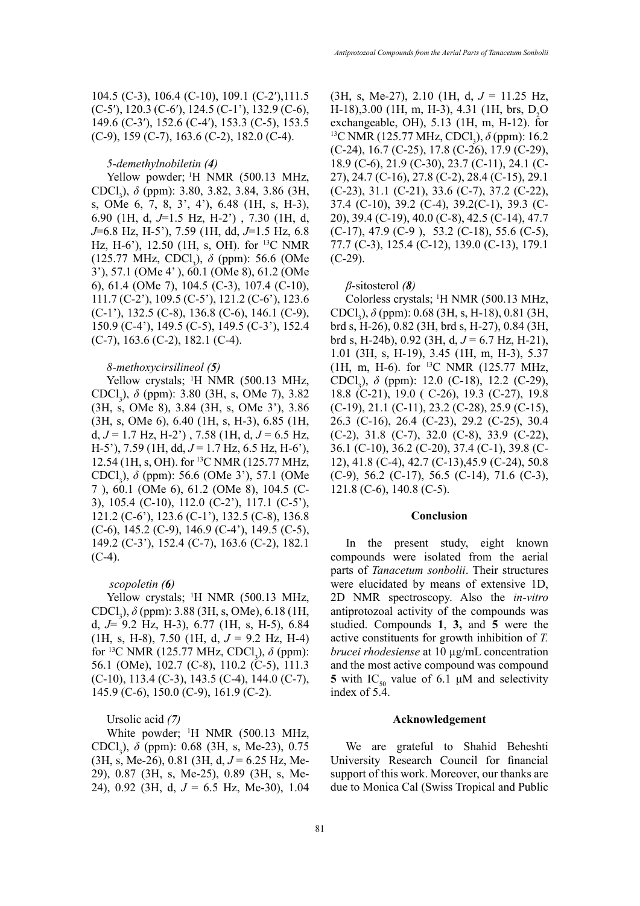104.5 (C-3), 106.4 (C-10), 109.1 (C-2′),111.5 (C-5′), 120.3 (C-6′), 124.5 (C-1'), 132.9 (C-6), 149.6 (C-3′), 152.6 (C-4′), 153.3 (C-5), 153.5 (C-9), 159 (C-7), 163.6 (C-2), 182.0 (C-4).

*5-demethylnobiletin (4)*

Yellow powder; $^{1}$H NMR (500.13 MHz, $CDCl_3$), *δ* (ppm): 3.80, 3.82, 3.84, 3.86 (3H, s, OMe 6, 7, 8, 3', 4'), 6.48 (1H, s, H-3), 6.90 (1H, d, *J*=1.5 Hz, H-2') , 7.30 (1H, d, *J*=6.8 Hz, H-5'), 7.59 (1H, dd, *J*=1.5 Hz, 6.8 Hz, H-6'), 12.50 (1H, s, OH). for $^{13}$C NMR (125.77 MHz, $CDCl_3$), *δ* (ppm): 56.6 (OMe 3'), 57.1 (OMe 4' ), 60.1 (OMe 8), 61.2 (OMe 6), 61.4 (OMe 7), 104.5 (C-3), 107.4 (C-10), 111.7 (C-2'), 109.5 (C-5'), 121.2 (C-6'), 123.6 (C-1'), 132.5 (C-8), 136.8 (C-6), 146.1 (C-9), 150.9 (C-4'), 149.5 (C-5), 149.5 (C-3'), 152.4 (C-7), 163.6 (C-2), 182.1 (C-4).

*8-methoxycirsilineol (5)*

Yellow crystals; $^{1}$H NMR (500.13 MHz, $CDCl_3$), *δ* (ppm): 3.80 (3H, s, OMe 7), 3.82 (3H, s, OMe 8), 3.84 (3H, s, OMe 3'), 3.86 (3H, s, OMe 6), 6.40 (1H, s, H-3), 6.85 (1H, d, *J* = 1.7 Hz, H-2') , 7.58 (1H, d, *J* = 6.5 Hz, H-5'), 7.59 (1H, dd, *J* = 1.7 Hz, 6.5 Hz, H-6'), 12.54 (1H, s, OH). for $^{13}$C NMR (125.77 MHz, $CDCl_3$), *δ* (ppm): 56.6 (OMe 3'), 57.1 (OMe 7 ), 60.1 (OMe 6), 61.2 (OMe 8), 104.5 (C-3), 105.4 (C-10), 112.0 (C-2'), 117.1 (C-5'), 121.2 (C-6'), 123.6 (C-1'), 132.5 (C-8), 136.8 (C-6), 145.2 (C-9), 146.9 (C-4'), 149.5 (C-5), 149.2 (C-3'), 152.4 (C-7), 163.6 (C-2), 182.1 (C-4).

*scopoletin (6)*

Yellow crystals; $^{1}$H NMR (500.13 MHz, $CDCl_3$), *δ* (ppm): 3.88 (3H, s, OMe), 6.18 (1H, d, *J*= 9.2 Hz, H-3), 6.77 (1H, s, H-5), 6.84 (1H, s, H-8), 7.50 (1H, d, *J* = 9.2 Hz, H-4) for $^{13}$C NMR (125.77 MHz, $CDCl_3$), *δ* (ppm): 56.1 (OMe), 102.7 (C-8), 110.2 (C-5), 111.3 (C-10), 113.4 (C-3), 143.5 (C-4), 144.0 (C-7), 145.9 (C-6), 150.0 (C-9), 161.9 (C-2).

Ursolic acid *(7)*

White powder; $^{1}$H NMR (500.13 MHz, $CDCl_3$), *δ* (ppm): 0.68 (3H, s, Me-23), 0.75 (3H, s, Me-26), 0.81 (3H, d, *J* = 6.25 Hz, Me-29), 0.87 (3H, s, Me-25), 0.89 (3H, s, Me-24), 0.92 (3H, d, *J* = 6.5 Hz, Me-30), 1.04 (3H, s, Me-27), 2.10 (1H, d, *J* = 11.25 Hz, H-18),3.00 (1H, m, H-3), 4.31 (1H, brs, $D_2O$ exchangeable, OH), 5.13 (1H, m, H-12). for $^{13}$C NMR (125.77 MHz, $CDCl_3$), *δ* (ppm): 16.2 (C-24), 16.7 (C-25), 17.8 (C-26), 17.9 (C-29), 18.9 (C-6), 21.9 (C-30), 23.7 (C-11), 24.1 (C-27), 24.7 (C-16), 27.8 (C-2), 28.4 (C-15), 29.1 (C-23), 31.1 (C-21), 33.6 (C-7), 37.2 (C-22), 37.4 (C-10), 39.2 (C-4), 39.2(C-1), 39.3 (C-20), 39.4 (C-19), 40.0 (C-8), 42.5 (C-14), 47.7 (C-17), 47.9 (C-9 ), 53.2 (C-18), 55.6 (C-5), 77.7 (C-3), 125.4 (C-12), 139.0 (C-13), 179.1 (C-29).

*β-sitosterol (8)*

Colorless crystals; $^{1}$H NMR (500.13 MHz, $CDCl_3$), *δ* (ppm): 0.68 (3H, s, H-18), 0.81 (3H, brd s, H-26), 0.82 (3H, brd s, H-27), 0.84 (3H, brd s, H-24b), 0.92 (3H, d, *J* = 6.7 Hz, H-21), 1.01 (3H, s, H-19), 3.45 (1H, m, H-3), 5.37 (1H, m, H-6). for $^{13}$C NMR (125.77 MHz, $CDCl_3$), *δ* (ppm): 12.0 (C-18), 12.2 (C-29), 18.8 (C-21), 19.0 ( C-26), 19.3 (C-27), 19.8 (C-19), 21.1 (C-11), 23.2 (C-28), 25.9 (C-15), 26.3 (C-16), 26.4 (C-23), 29.2 (C-25), 30.4 (C-2), 31.8 (C-7), 32.0 (C-8), 33.9 (C-22), 36.1 (C-10), 36.2 (C-20), 37.4 (C-1), 39.8 (C-12), 41.8 (C-4), 42.7 (C-13),45.9 (C-24), 50.8 (C-9), 56.2 (C-17), 56.5 (C-14), 71.6 (C-3), 121.8 (C-6), 140.8 (C-5).

## Conclusion

In the present study, eight known compounds were isolated from the aerial parts of *Tanacetum sonbolii*. Their structures were elucidated by means of extensive 1D, 2D NMR spectroscopy. Also the *in-vitro* antiprotozoal activity of the compounds was studied. Compounds **1**, **3,** and **5** were the active constituents for growth inhibition of *T. brucei rhodesiense* at 10 µg/mL concentration and the most active compound was compound **5** with $IC_{50}$ value of 6.1 µM and selectivity index of 5.4.

## Acknowledgement

We are grateful to Shahid Beheshti University Research Council for financial support of this work. Moreover, our thanks are due to Monica Cal (Swiss Tropical and Public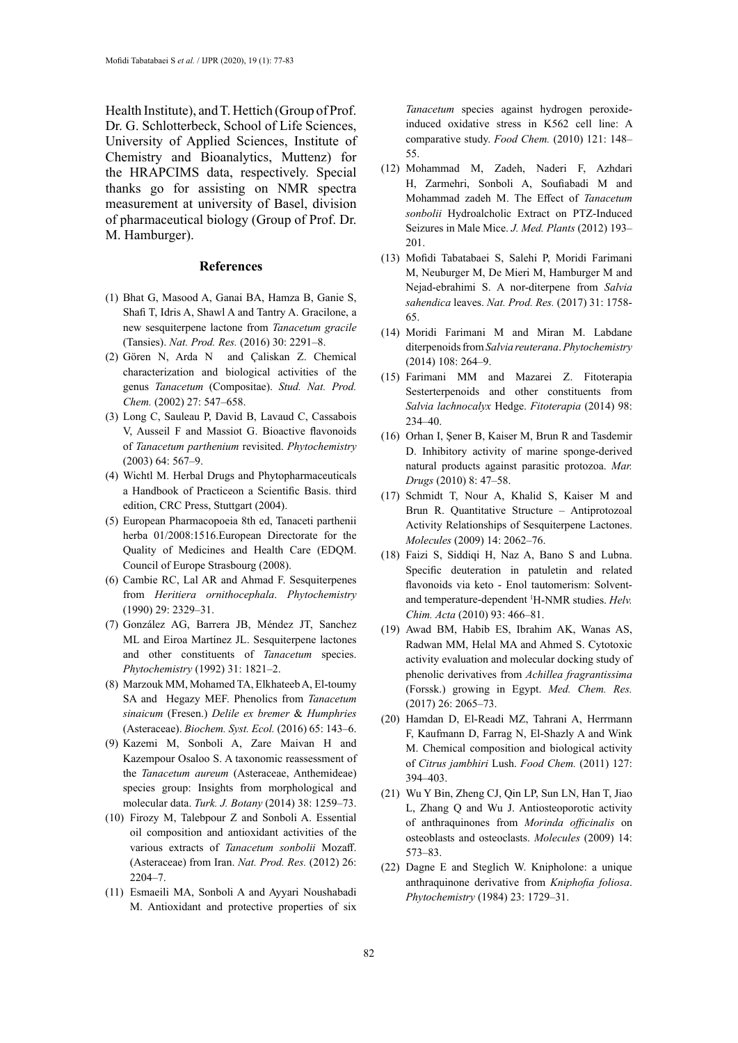Health Institute), and T. Hettich (Group of Prof. Dr. G. Schlotterbeck, School of Life Sciences, University of Applied Sciences, Institute of Chemistry and Bioanalytics, Muttenz) for the HRAPCIMS data, respectively. Special thanks go for assisting on NMR spectra measurement at university of Basel, division of pharmaceutical biology (Group of Prof. Dr. M. Hamburger).

## References

(1) Bhat G, Masood A, Ganai BA, Hamza B, Ganie S, Shafi T, Idris A, Shawl A and Tantry A. Gracilone, a new sesquiterpene lactone from *Tanacetum gracile* (Tansies). *Nat. Prod. Res.* (2016) 30: 2291–8.

(2) Gören N, Arda N and Çaliskan Z. Chemical characterization and biological activities of the genus *Tanacetum* (Compositae). *Stud. Nat. Prod. Chem.* (2002) 27: 547–658.

(3) Long C, Sauleau P, David B, Lavaud C, Cassabois V, Ausseil F and Massiot G. Bioactive flavonoids of *Tanacetum parthenium* revisited. *Phytochemistry* (2003) 64: 567–9.

(4) Wichtl M. Herbal Drugs and Phytopharmaceuticals a Handbook of Practiceon a Scientific Basis. third edition, CRC Press, Stuttgart (2004).

(5) European Pharmacopoeia 8th ed, Tanaceti parthenii herba 01/2008:1516.European Directorate for the Quality of Medicines and Health Care (EDQM. Council of Europe Strasbourg (2008).

(6) Cambie RC, Lal AR and Ahmad F. Sesquiterpenes from *Heritiera ornithocephala*. *Phytochemistry* (1990) 29: 2329–31.

(7) González AG, Barrera JB, Méndez JT, Sanchez ML and Eiroa Martínez JL. Sesquiterpene lactones and other constituents of *Tanacetum* species. *Phytochemistry* (1992) 31: 1821–2.

(8) Marzouk MM, Mohamed TA, Elkhateeb A, El-toumy SA and Hegazy MEF. Phenolics from *Tanacetum sinaicum* (Fresen.) *Delile ex bremer* & *Humphries* (Asteraceae). *Biochem. Syst. Ecol.* (2016) 65: 143–6.

(9) Kazemi M, Sonboli A, Zare Maivan H and Kazempour Osaloo S. A taxonomic reassessment of the *Tanacetum aureum* (Asteraceae, Anthemideae) species group: Insights from morphological and molecular data. *Turk. J. Botany* (2014) 38: 1259–73.

(10) Firozy M, Talebpour Z and Sonboli A. Essential oil composition and antioxidant activities of the various extracts of *Tanacetum sonbolii* Mozaff. (Asteraceae) from Iran. *Nat. Prod. Res.* (2012) 26: 2204–7.

(11) Esmaeili MA, Sonboli A and Ayyari Noushabadi M. Antioxidant and protective properties of six *Tanacetum* species against hydrogen peroxide-induced oxidative stress in K562 cell line: A comparative study. *Food Chem.* (2010) 121: 148–55.

(12) Mohammad M, Zadeh, Naderi F, Azhdari H, Zarmehri, Sonboli A, Soufiabadi M and Mohammad zadeh M. The Effect of *Tanacetum sonbolii* Hydroalcholic Extract on PTZ-Induced Seizures in Male Mice. *J. Med. Plants* (2012) 193–201.

(13) Mofidi Tabatabaei S, Salehi P, Moridi Farimani M, Neuburger M, De Mieri M, Hamburger M and Nejad-ebrahimi S. A nor-diterpene from *Salvia sahendica* leaves. *Nat. Prod. Res.* (2017) 31: 1758-65.

(14) Moridi Farimani M and Miran M. Labdane diterpenoids from *Salvia reuterana*. *Phytochemistry* (2014) 108: 264–9.

(15) Farimani MM and Mazarei Z. Fitoterapia Sesterterpenoids and other constituents from *Salvia lachnocalyx* Hedge. *Fitoterapia* (2014) 98: 234–40.

(16) Orhan I, Şener B, Kaiser M, Brun R and Tasdemir D. Inhibitory activity of marine sponge-derived natural products against parasitic protozoa. *Mar. Drugs* (2010) 8: 47–58.

(17) Schmidt T, Nour A, Khalid S, Kaiser M and Brun R. Quantitative Structure – Antiprotozoal Activity Relationships of Sesquiterpene Lactones. *Molecules* (2009) 14: 2062–76.

(18) Faizi S, Siddiqi H, Naz A, Bano S and Lubna. Specific deuteration in patuletin and related flavonoids via keto - Enol tautomerism: Solvent- and temperature-dependent $^{1}$H-NMR studies. *Helv. Chim. Acta* (2010) 93: 466–81.

(19) Awad BM, Habib ES, Ibrahim AK, Wanas AS, Radwan MM, Helal MA and Ahmed S. Cytotoxic activity evaluation and molecular docking study of phenolic derivatives from *Achillea fragrantissima* (Forssk.) growing in Egypt. *Med. Chem. Res.* (2017) 26: 2065–73.

(20) Hamdan D, El-Readi MZ, Tahrani A, Herrmann F, Kaufmann D, Farrag N, El-Shazly A and Wink M. Chemical composition and biological activity of *Citrus jambhiri* Lush. *Food Chem.* (2011) 127: 394–403.

(21) Wu Y Bin, Zheng CJ, Qin LP, Sun LN, Han T, Jiao L, Zhang Q and Wu J. Antiosteoporotic activity of anthraquinones from *Morinda officinalis* on osteoblasts and osteoclasts. *Molecules* (2009) 14: 573–83.

(22) Dagne E and Steglich W. Knipholone: a unique anthraquinone derivative from *Kniphofia foliosa*. *Phytochemistry* (1984) 23: 1729–31.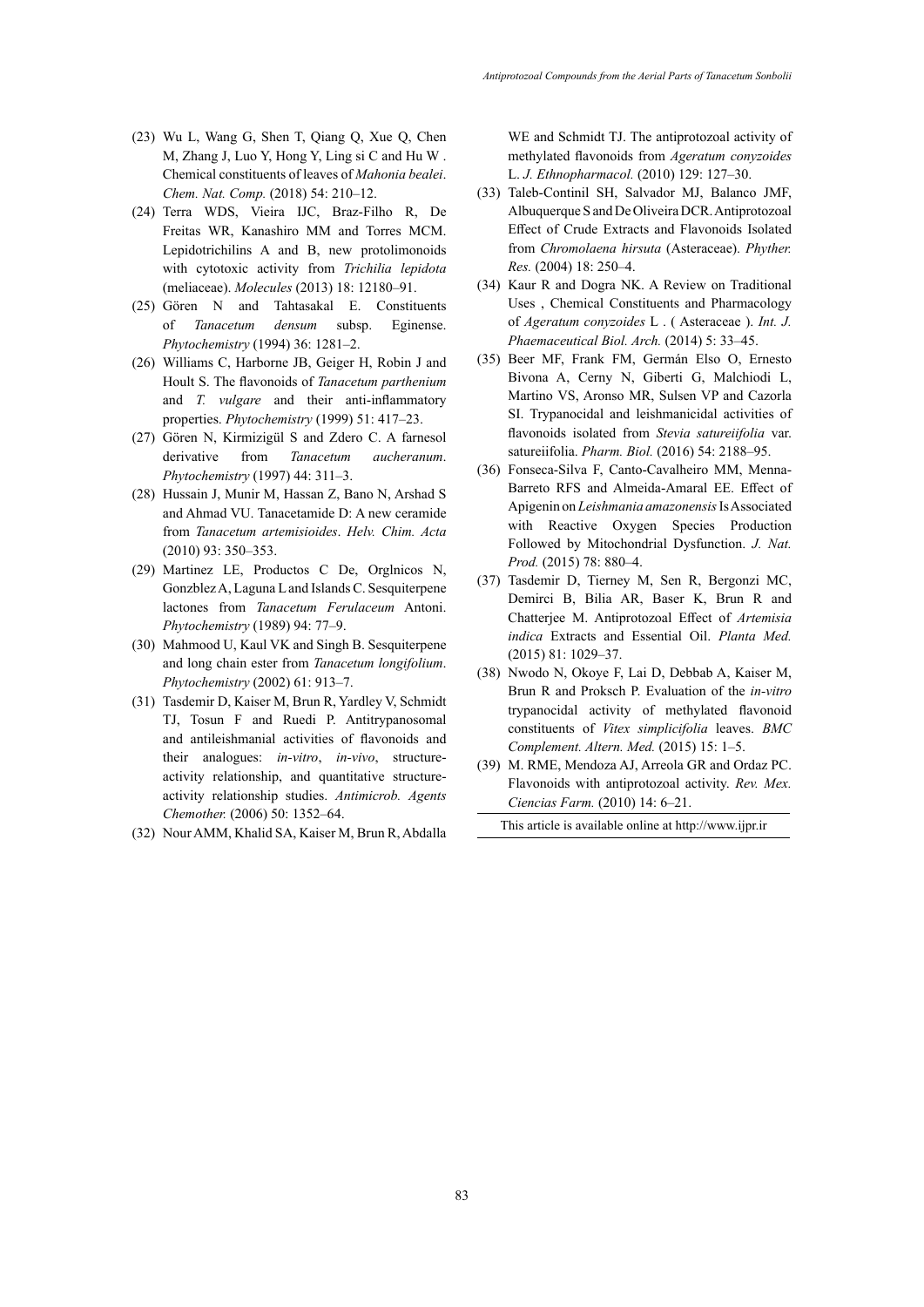(23) Wu L, Wang G, Shen T, Qiang Q, Xue Q, Chen M, Zhang J, Luo Y, Hong Y, Ling si C and Hu W . Chemical constituents of leaves of *Mahonia bealei*. *Chem. Nat. Comp.* (2018) 54: 210–12.

(24) Terra WDS, Vieira IJC, Braz-Filho R, De Freitas WR, Kanashiro MM and Torres MCM. Lepidotrichilins A and B, new protolimonoids with cytotoxic activity from *Trichilia lepidota* (meliaceae). *Molecules* (2013) 18: 12180–91.

(25) Gören N and Tahtasakal E. Constituents of *Tanacetum densum* subsp. Eginense. *Phytochemistry* (1994) 36: 1281–2.

(26) Williams C, Harborne JB, Geiger H, Robin J and Hoult S. The flavonoids of *Tanacetum parthenium* and *T. vulgare* and their anti-inflammatory properties. *Phytochemistry* (1999) 51: 417–23.

(27) Gören N, Kirmizigül S and Zdero C. A farnesol derivative from *Tanacetum aucheranum*. *Phytochemistry* (1997) 44: 311–3.

(28) Hussain J, Munir M, Hassan Z, Bano N, Arshad S and Ahmad VU. Tanacetamide D: A new ceramide from *Tanacetum artemisioides*. *Helv. Chim. Acta* (2010) 93: 350–353.

(29) Martinez LE, Productos C De, Orglnicos N, Gonzblez A, Laguna L and Islands C. Sesquiterpene lactones from *Tanacetum Ferulaceum* Antoni. *Phytochemistry* (1989) 94: 77–9.

(30) Mahmood U, Kaul VK and Singh B. Sesquiterpene and long chain ester from *Tanacetum longifolium*. *Phytochemistry* (2002) 61: 913–7.

(31) Tasdemir D, Kaiser M, Brun R, Yardley V, Schmidt TJ, Tosun F and Ruedi P. Antitrypanosomal and antileishmanial activities of flavonoids and their analogues: *in-vitro*, *in-vivo*, structure-activity relationship, and quantitative structure-activity relationship studies. *Antimicrob. Agents Chemother.* (2006) 50: 1352–64.

(32) Nour AMM, Khalid SA, Kaiser M, Brun R, Abdalla WE and Schmidt TJ. The antiprotozoal activity of methylated flavonoids from *Ageratum conyzoides* L. *J. Ethnopharmacol.* (2010) 129: 127–30.

(33) Taleb-Continil SH, Salvador MJ, Balanco JMF, Albuquerque S and De Oliveira DCR. Antiprotozoal Effect of Crude Extracts and Flavonoids Isolated from *Chromolaena hirsuta* (Asteraceae). *Phyther. Res.* (2004) 18: 250–4.

(34) Kaur R and Dogra NK. A Review on Traditional Uses , Chemical Constituents and Pharmacology of *Ageratum conyzoides* L . ( Asteraceae ). *Int. J. Phaemaceutical Biol. Arch.* (2014) 5: 33–45.

(35) Beer MF, Frank FM, Germán Elso O, Ernesto Bivona A, Cerny N, Giberti G, Malchiodi L, Martino VS, Aronso MR, Sulsen VP and Cazorla SI. Trypanocidal and leishmanicidal activities of flavonoids isolated from *Stevia satureiifolia* var. satureiifolia. *Pharm. Biol.* (2016) 54: 2188–95.

(36) Fonseca-Silva F, Canto-Cavalheiro MM, Menna-Barreto RFS and Almeida-Amaral EE. Effect of Apigenin on *Leishmania amazonensis* Is Associated with Reactive Oxygen Species Production Followed by Mitochondrial Dysfunction. *J. Nat. Prod.* (2015) 78: 880–4.

(37) Tasdemir D, Tierney M, Sen R, Bergonzi MC, Demirci B, Bilia AR, Baser K, Brun R and Chatterjee M. Antiprotozoal Effect of *Artemisia indica* Extracts and Essential Oil. *Planta Med.* (2015) 81: 1029–37.

(38) Nwodo N, Okoye F, Lai D, Debbab A, Kaiser M, Brun R and Proksch P. Evaluation of the *in-vitro* trypanocidal activity of methylated flavonoid constituents of *Vitex simplicifolia* leaves. *BMC Complement. Altern. Med.* (2015) 15: 1–5.

(39) M. RME, Mendoza AJ, Arreola GR and Ordaz PC. Flavonoids with antiprotozoal activity. *Rev. Mex. Ciencias Farm.* (2010) 14: 6–21.

This article is available online at http://www.ijpr.ir